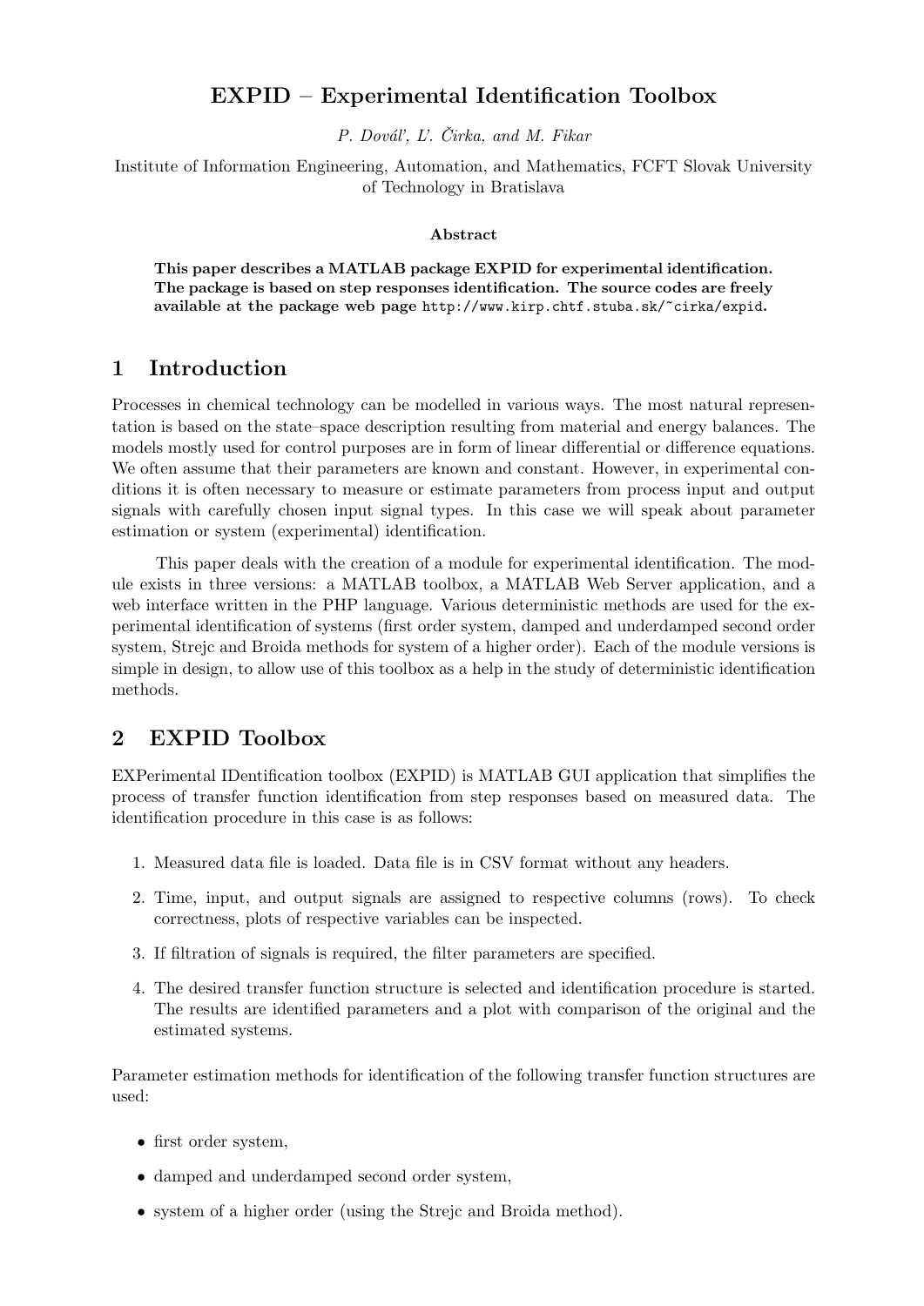# EXPID – Experimental Identification Toolbox

*P. Dováľ, Ľ. Čirka, and M. Fikar*

Institute of Information Engineering, Automation, and Mathematics, FCFT Slovak University of Technology in Bratislava

**Abstract**

**This paper describes a MATLAB package EXPID for experimental identification. The package is based on step responses identification. The source codes are freely available at the package web page** `http://www.kirp.chtf.stuba.sk/~cirka/expid`**.**

## 1 Introduction

Processes in chemical technology can be modelled in various ways. The most natural representation is based on the state–space description resulting from material and energy balances. The models mostly used for control purposes are in form of linear differential or difference equations. We often assume that their parameters are known and constant. However, in experimental conditions it is often necessary to measure or estimate parameters from process input and output signals with carefully chosen input signal types. In this case we will speak about parameter estimation or system (experimental) identification.

This paper deals with the creation of a module for experimental identification. The module exists in three versions: a MATLAB toolbox, a MATLAB Web Server application, and a web interface written in the PHP language. Various deterministic methods are used for the experimental identification of systems (first order system, damped and underdamped second order system, Strejc and Broida methods for system of a higher order). Each of the module versions is simple in design, to allow use of this toolbox as a help in the study of deterministic identification methods.

## 2 EXPID Toolbox

EXPerimental IDentification toolbox (EXPID) is MATLAB GUI application that simplifies the process of transfer function identification from step responses based on measured data. The identification procedure in this case is as follows:

1. Measured data file is loaded. Data file is in CSV format without any headers.
2. Time, input, and output signals are assigned to respective columns (rows). To check correctness, plots of respective variables can be inspected.
3. If filtration of signals is required, the filter parameters are specified.
4. The desired transfer function structure is selected and identification procedure is started. The results are identified parameters and a plot with comparison of the original and the estimated systems.

Parameter estimation methods for identification of the following transfer function structures are used:

- first order system,
- damped and underdamped second order system,
- system of a higher order (using the Strejc and Broida method).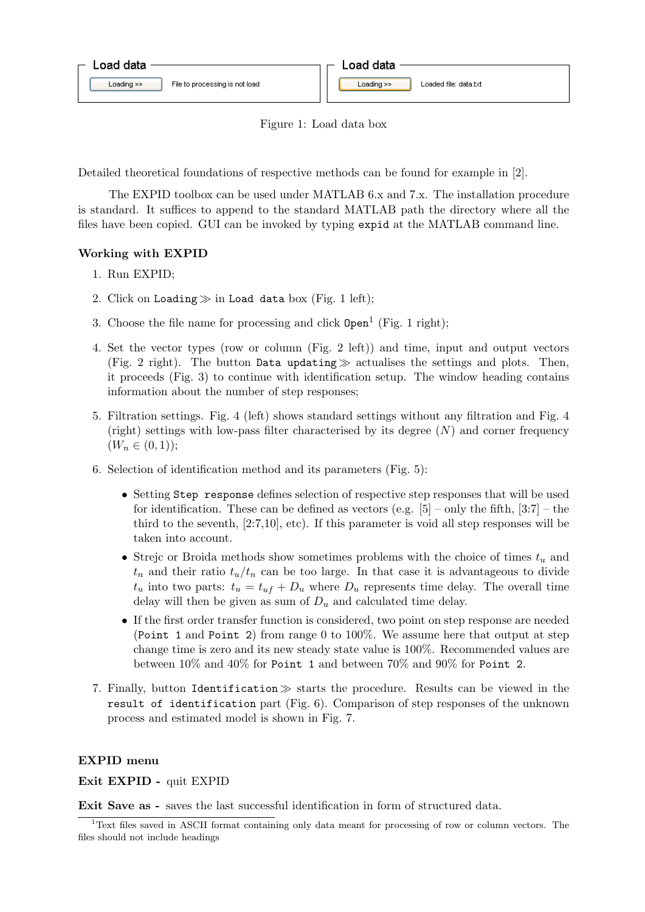Figure 1: Load data box

Detailed theoretical foundations of respective methods can be found for example in [2].

The EXPID toolbox can be used under MATLAB 6.x and 7.x. The installation procedure is standard. It suffices to append to the standard MATLAB path the directory where all the files have been copied. GUI can be invoked by typing `expid` at the MATLAB command line.

**Working with EXPID**

1. Run EXPID;
2. Click on `Loading` ≫ in `Load data` box (Fig. 1 left);
3. Choose the file name for processing and click `Open`[1] (Fig. 1 right);
4. Set the vector types (row or column (Fig. 2 left)) and time, input and output vectors (Fig. 2 right). The button `Data updating` ≫ actualises the settings and plots. Then, it proceeds (Fig. 3) to continue with identification setup. The window heading contains information about the number of step responses;
5. Filtration settings. Fig. 4 (left) shows standard settings without any filtration and Fig. 4 (right) settings with low-pass filter characterised by its degree ($N$) and corner frequency ($W_n \in (0, 1)$);
6. Selection of identification method and its parameters (Fig. 5):
   - Setting `Step response` defines selection of respective step responses that will be used for identification. These can be defined as vectors (e.g. [5] – only the fifth, [3:7] – the third to the seventh, [2:7,10], etc). If this parameter is void all step responses will be taken into account.
   - Strejc or Broida methods show sometimes problems with the choice of times $t_u$ and $t_n$ and their ratio $t_u/t_n$ can be too large. In that case it is advantageous to divide $t_u$ into two parts: $t_u = t_{uf} + D_u$ where $D_u$ represents time delay. The overall time delay will then be given as sum of $D_u$ and calculated time delay.
   - If the first order transfer function is considered, two point on step response are needed (`Point 1` and `Point 2`) from range 0 to 100%. We assume here that output at step change time is zero and its new steady state value is 100%. Recommended values are between 10% and 40% for `Point 1` and between 70% and 90% for `Point 2`.
7. Finally, button `Identification` ≫ starts the procedure. Results can be viewed in the `result of identification` part (Fig. 6). Comparison of step responses of the unknown process and estimated model is shown in Fig. 7.

**EXPID menu**

**Exit EXPID -** quit EXPID

**Exit Save as -** saves the last successful identification in form of structured data.

[1] Text files saved in ASCII format containing only data meant for processing of row or column vectors. The files should not include headings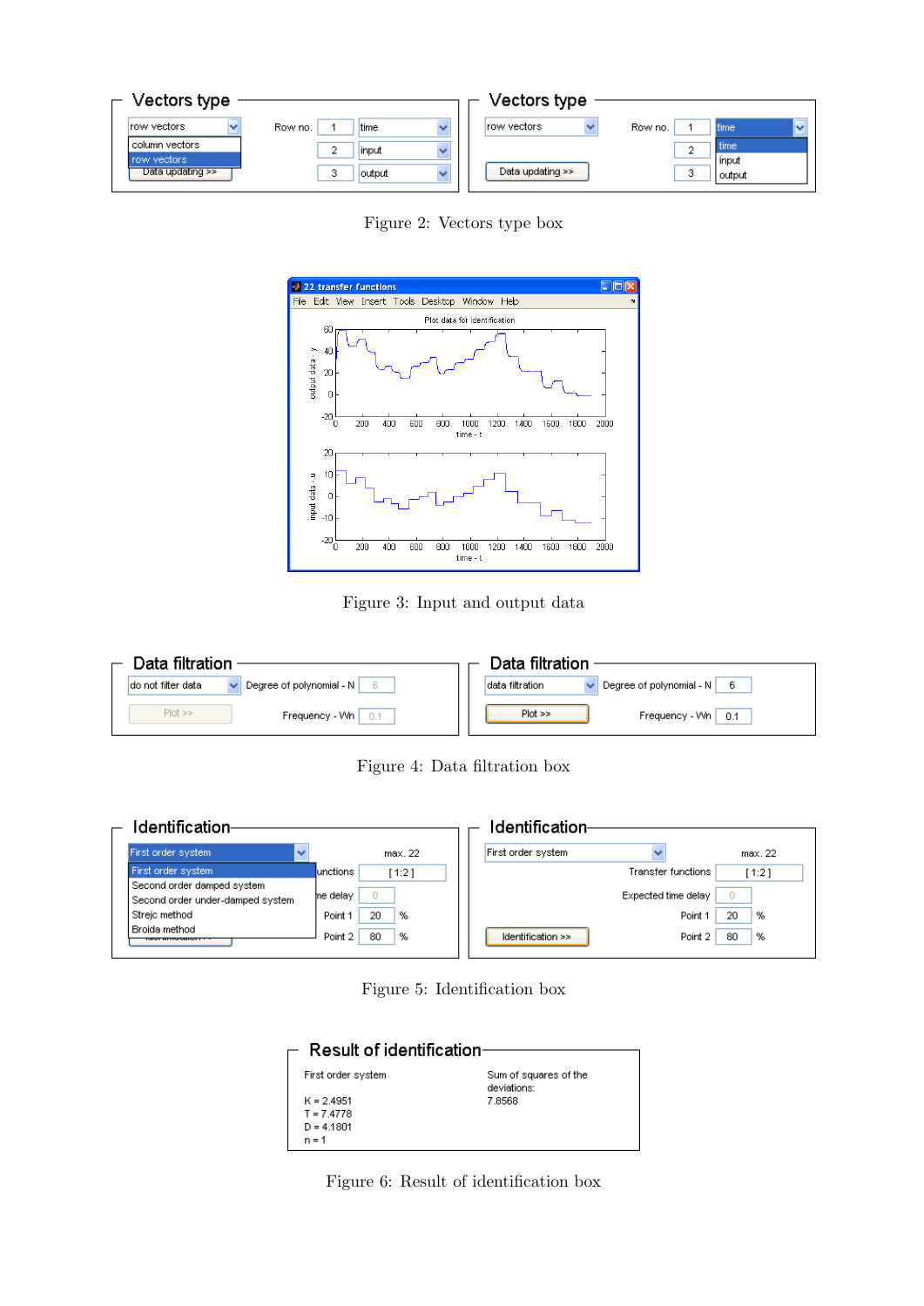Figure 2: Vectors type box

Figure 3: Input and output data

Figure 4: Data filtration box

Figure 5: Identification box

Figure 6: Result of identification box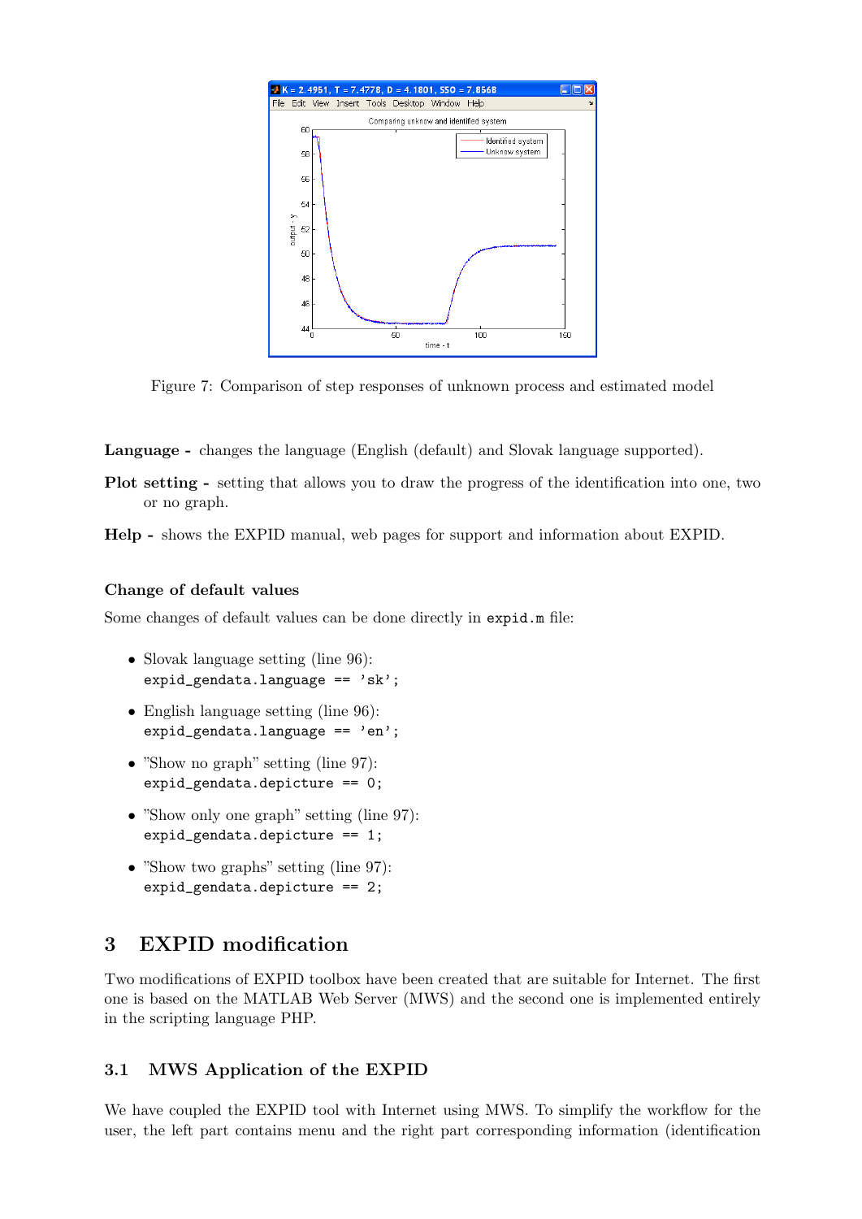Figure 7: Comparison of step responses of unknown process and estimated model

**Language -** changes the language (English (default) and Slovak language supported).

**Plot setting -** setting that allows you to draw the progress of the identification into one, two or no graph.

**Help -** shows the EXPID manual, web pages for support and information about EXPID.

### Change of default values

Some changes of default values can be done directly in `expid.m` file:

- Slovak language setting (line 96):
  `expid_gendata.language == 'sk';`
- English language setting (line 96):
  `expid_gendata.language == 'en';`
- "Show no graph" setting (line 97):
  `expid_gendata.depicture == 0;`
- "Show only one graph" setting (line 97):
  `expid_gendata.depicture == 1;`
- "Show two graphs" setting (line 97):
  `expid_gendata.depicture == 2;`

## 3 EXPID modification

Two modifications of EXPID toolbox have been created that are suitable for Internet. The first one is based on the MATLAB Web Server (MWS) and the second one is implemented entirely in the scripting language PHP.

### 3.1 MWS Application of the EXPID

We have coupled the EXPID tool with Internet using MWS. To simplify the workflow for the user, the left part contains menu and the right part corresponding information (identification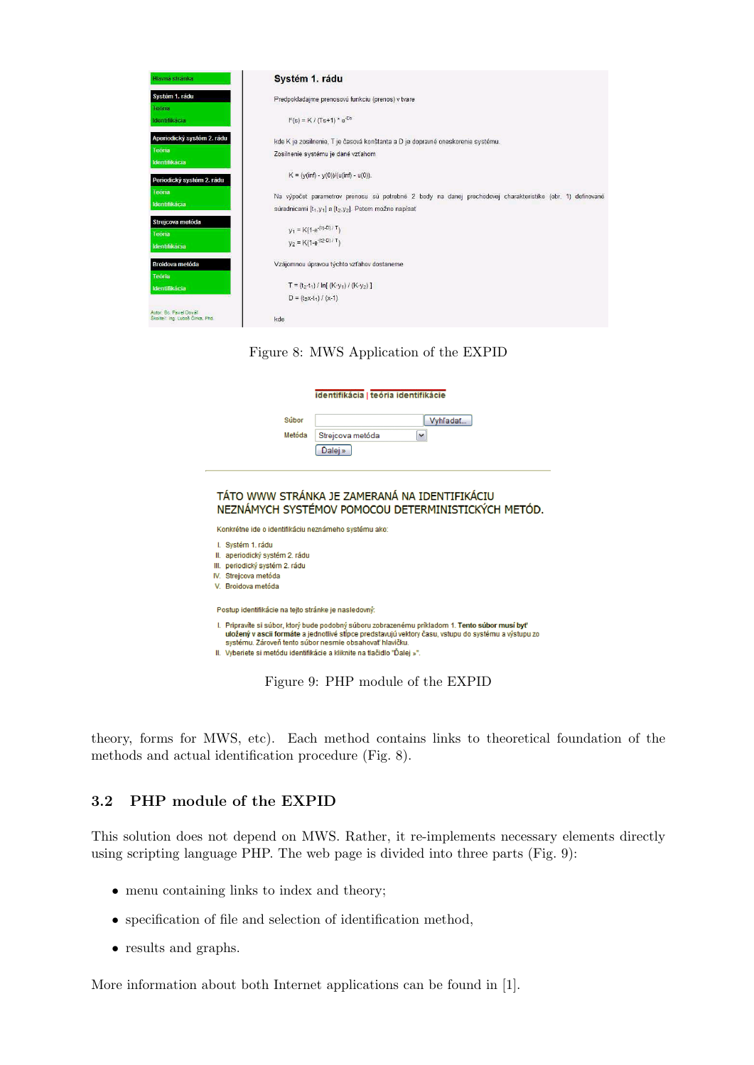Figure 8: MWS Application of the EXPID

Figure 9: PHP module of the EXPID

theory, forms for MWS, etc). Each method contains links to theoretical foundation of the methods and actual identification procedure (Fig. 8).

### 3.2 PHP module of the EXPID

This solution does not depend on MWS. Rather, it re-implements necessary elements directly using scripting language PHP. The web page is divided into three parts (Fig. 9):

- menu containing links to index and theory;
- specification of file and selection of identification method,
- results and graphs.

More information about both Internet applications can be found in [1].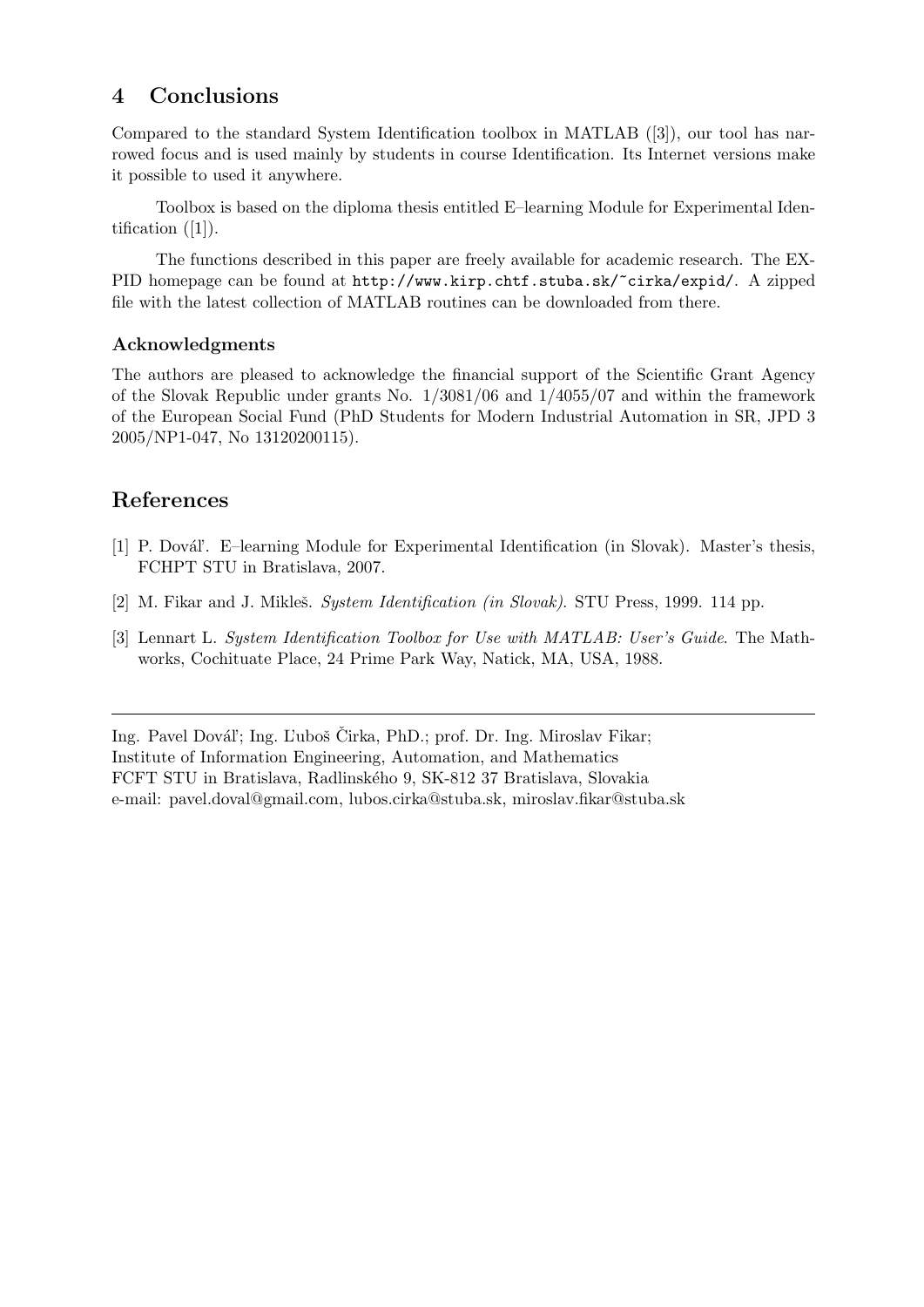## 4 Conclusions

Compared to the standard System Identification toolbox in MATLAB ([3]), our tool has narrowed focus and is used mainly by students in course Identification. Its Internet versions make it possible to used it anywhere.

Toolbox is based on the diploma thesis entitled E–learning Module for Experimental Identification ([1]).

The functions described in this paper are freely available for academic research. The EXPID homepage can be found at `http://www.kirp.chtf.stuba.sk/~cirka/expid/`. A zipped file with the latest collection of MATLAB routines can be downloaded from there.

### Acknowledgments

The authors are pleased to acknowledge the financial support of the Scientific Grant Agency of the Slovak Republic under grants No. 1/3081/06 and 1/4055/07 and within the framework of the European Social Fund (PhD Students for Modern Industrial Automation in SR, JPD 3 2005/NP1-047, No 13120200115).

## References

[1] P. Dováľ. E–learning Module for Experimental Identification (in Slovak). Master's thesis, FCHPT STU in Bratislava, 2007.

[2] M. Fikar and J. Mikleš. *System Identification (in Slovak)*. STU Press, 1999. 114 pp.

[3] Lennart L. *System Identification Toolbox for Use with MATLAB: User's Guide*. The Mathworks, Cochituate Place, 24 Prime Park Way, Natick, MA, USA, 1988.

---

Ing. Pavel Dováľ; Ing. Ľuboš Čirka, PhD.; prof. Dr. Ing. Miroslav Fikar;
Institute of Information Engineering, Automation, and Mathematics
FCFT STU in Bratislava, Radlinského 9, SK-812 37 Bratislava, Slovakia
e-mail: pavel.doval@gmail.com, lubos.cirka@stuba.sk, miroslav.fikar@stuba.sk